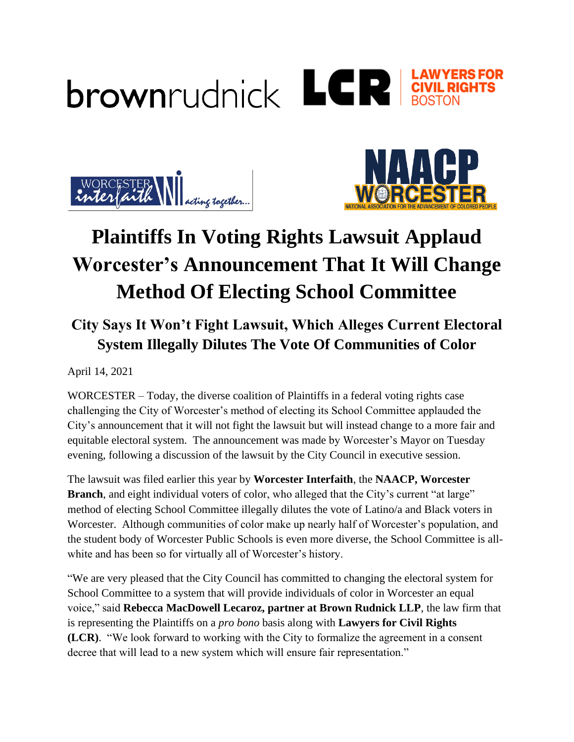# Plaintiffs In Voting Rights Lawsuit Applaud Worcester's Announcement That It Will Change Method Of Electing School Committee

## City Says It Won't Fight Lawsuit, Which Alleges Current Electoral System Illegally Dilutes The Vote Of Communities of Color

April 14, 2021

WORCESTER – Today, the diverse coalition of Plaintiffs in a federal voting rights case challenging the City of Worcester's method of electing its School Committee applauded the City's announcement that it will not fight the lawsuit but will instead change to a more fair and equitable electoral system. The announcement was made by Worcester's Mayor on Tuesday evening, following a discussion of the lawsuit by the City Council in executive session.

The lawsuit was filed earlier this year by **Worcester Interfaith**, the **NAACP, Worcester Branch**, and eight individual voters of color, who alleged that the City's current "at large" method of electing School Committee illegally dilutes the vote of Latino/a and Black voters in Worcester. Although communities of color make up nearly half of Worcester's population, and the student body of Worcester Public Schools is even more diverse, the School Committee is all-white and has been so for virtually all of Worcester's history.

"We are very pleased that the City Council has committed to changing the electoral system for School Committee to a system that will provide individuals of color in Worcester an equal voice," said **Rebecca MacDowell Lecaroz, partner at Brown Rudnick LLP**, the law firm that is representing the Plaintiffs on a *pro bono* basis along with **Lawyers for Civil Rights (LCR)**. "We look forward to working with the City to formalize the agreement in a consent decree that will lead to a new system which will ensure fair representation."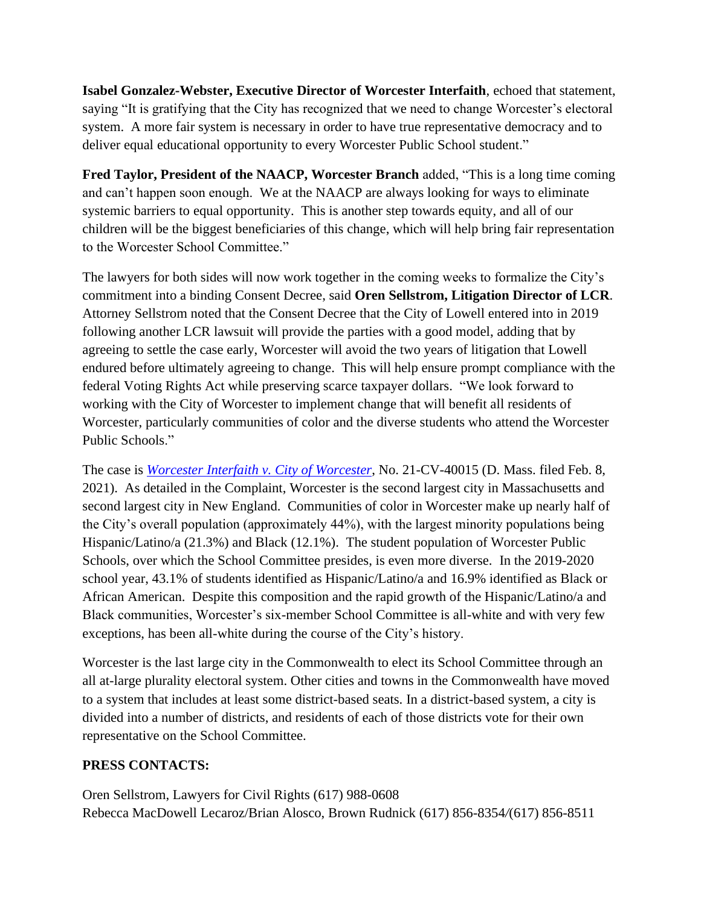**Isabel Gonzalez-Webster, Executive Director of Worcester Interfaith**, echoed that statement, saying "It is gratifying that the City has recognized that we need to change Worcester's electoral system. A more fair system is necessary in order to have true representative democracy and to deliver equal educational opportunity to every Worcester Public School student."

**Fred Taylor, President of the NAACP, Worcester Branch** added, "This is a long time coming and can't happen soon enough. We at the NAACP are always looking for ways to eliminate systemic barriers to equal opportunity. This is another step towards equity, and all of our children will be the biggest beneficiaries of this change, which will help bring fair representation to the Worcester School Committee."

The lawyers for both sides will now work together in the coming weeks to formalize the City's commitment into a binding Consent Decree, said **Oren Sellstrom, Litigation Director of LCR**. Attorney Sellstrom noted that the Consent Decree that the City of Lowell entered into in 2019 following another LCR lawsuit will provide the parties with a good model, adding that by agreeing to settle the case early, Worcester will avoid the two years of litigation that Lowell endured before ultimately agreeing to change. This will help ensure prompt compliance with the federal Voting Rights Act while preserving scarce taxpayer dollars. "We look forward to working with the City of Worcester to implement change that will benefit all residents of Worcester, particularly communities of color and the diverse students who attend the Worcester Public Schools."

The case is *Worcester Interfaith v. City of Worcester*, No. 21-CV-40015 (D. Mass. filed Feb. 8, 2021). As detailed in the Complaint, Worcester is the second largest city in Massachusetts and second largest city in New England. Communities of color in Worcester make up nearly half of the City's overall population (approximately 44%), with the largest minority populations being Hispanic/Latino/a (21.3%) and Black (12.1%). The student population of Worcester Public Schools, over which the School Committee presides, is even more diverse. In the 2019-2020 school year, 43.1% of students identified as Hispanic/Latino/a and 16.9% identified as Black or African American. Despite this composition and the rapid growth of the Hispanic/Latino/a and Black communities, Worcester's six-member School Committee is all-white and with very few exceptions, has been all-white during the course of the City's history.

Worcester is the last large city in the Commonwealth to elect its School Committee through an all at-large plurality electoral system. Other cities and towns in the Commonwealth have moved to a system that includes at least some district-based seats. In a district-based system, a city is divided into a number of districts, and residents of each of those districts vote for their own representative on the School Committee.

**PRESS CONTACTS:**

Oren Sellstrom, Lawyers for Civil Rights (617) 988-0608
Rebecca MacDowell Lecaroz/Brian Alosco, Brown Rudnick (617) 856-8354/(617) 856-8511